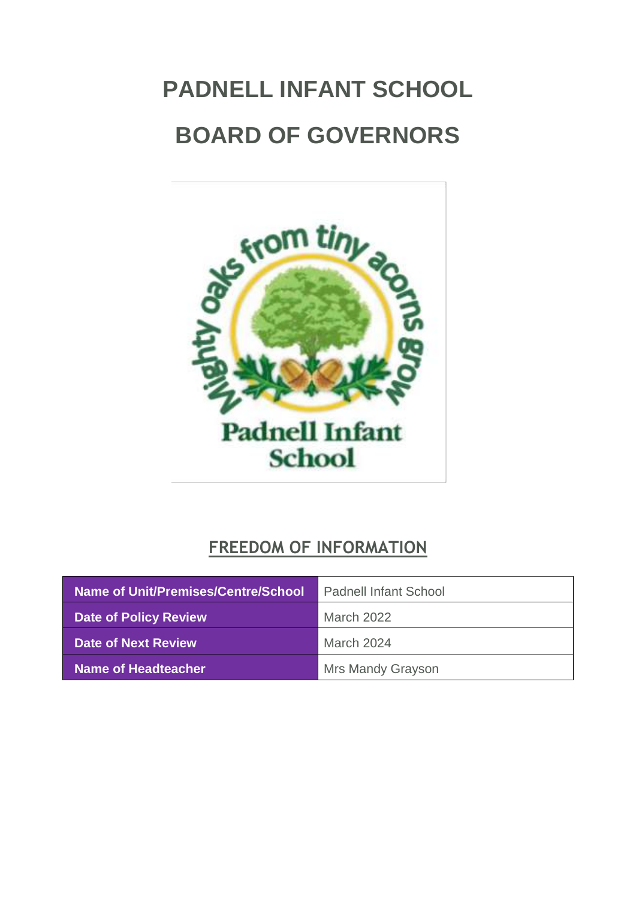# PADNELL INFANT SCHOOL

# BOARD OF GOVERNORS

## FREEDOM OF INFORMATION

| Name of Unit/Premises/Centre/School | Padnell Infant School |
|---|---|
| Date of Policy Review | March 2022 |
| Date of Next Review | March 2024 |
| Name of Headteacher | Mrs Mandy Grayson |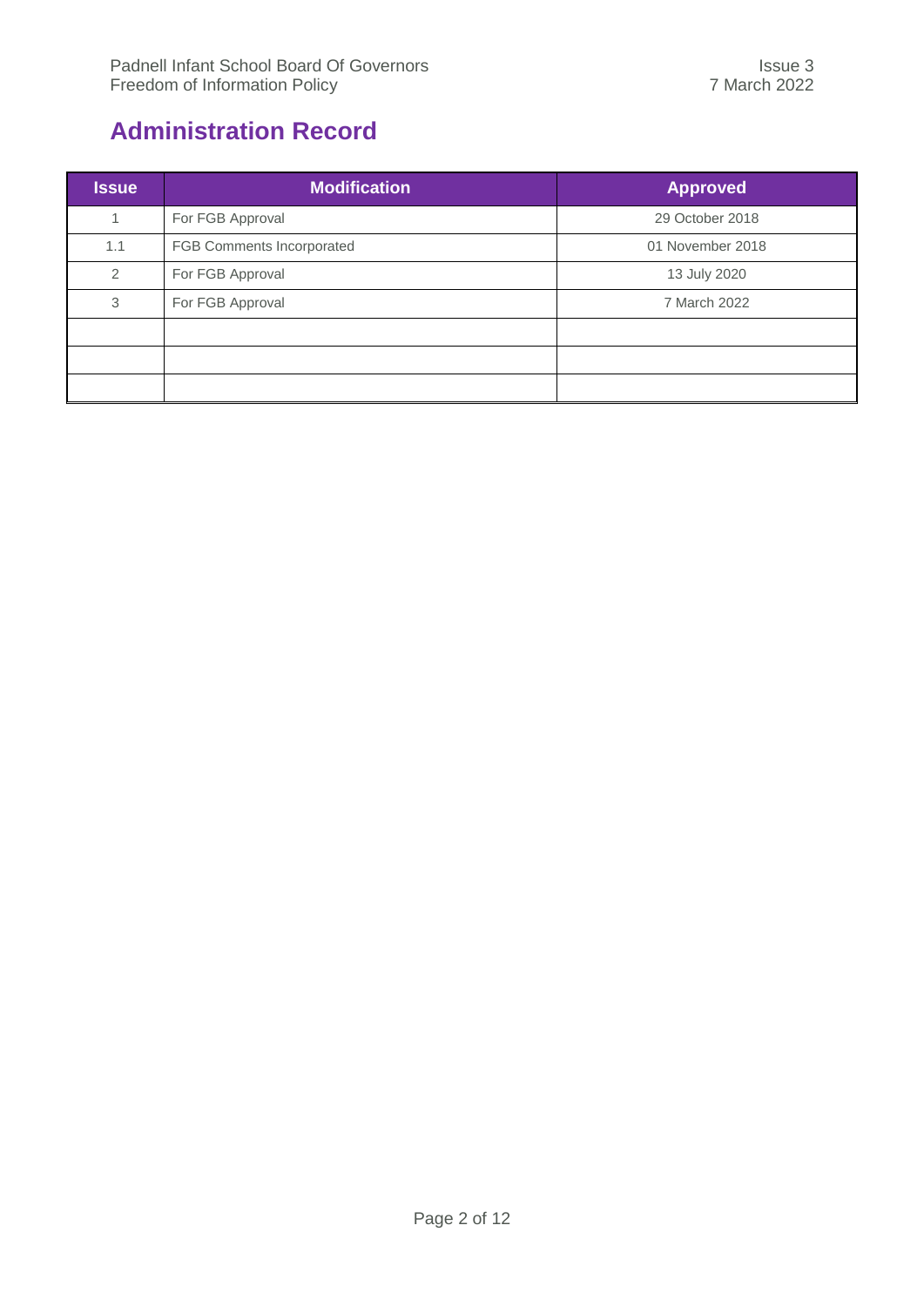## Administration Record

| Issue | Modification | Approved |
|---|---|---|
| 1 | For FGB Approval | 29 October 2018 |
| 1.1 | FGB Comments Incorporated | 01 November 2018 |
| 2 | For FGB Approval | 13 July 2020 |
| 3 | For FGB Approval | 7 March 2022 |
| | | |
| | | |
| | | |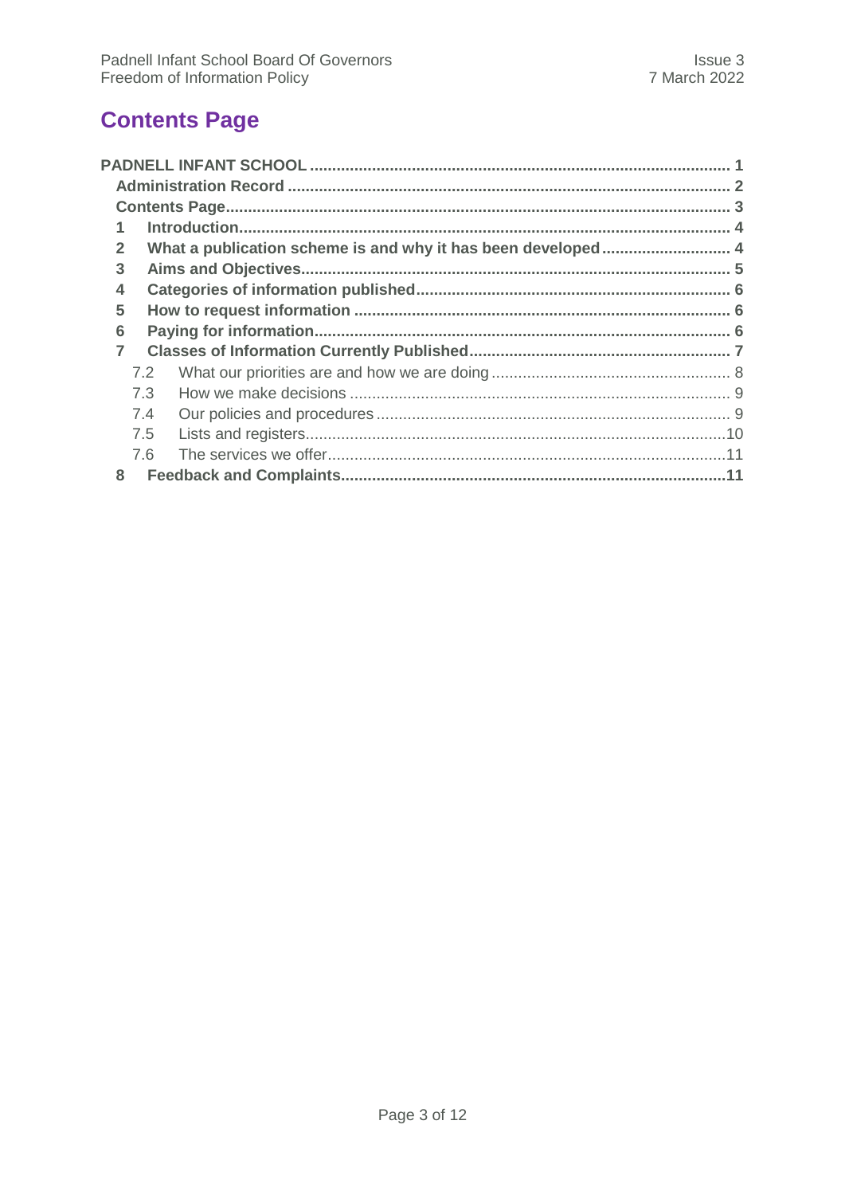# Contents Page

- **PADNELL INFANT SCHOOL** ..... 1
  - **Administration Record** ..... 2
  - **Contents Page** ..... 3
  - **1 Introduction** ..... 4
  - **2 What a publication scheme is and why it has been developed** ..... 4
  - **3 Aims and Objectives** ..... 5
  - **4 Categories of information published** ..... 6
  - **5 How to request information** ..... 6
  - **6 Paying for information** ..... 6
  - **7 Classes of Information Currently Published** ..... 7
    - 7.2 What our priorities are and how we are doing ..... 8
    - 7.3 How we make decisions ..... 9
    - 7.4 Our policies and procedures ..... 9
    - 7.5 Lists and registers ..... 10
    - 7.6 The services we offer ..... 11
  - **8 Feedback and Complaints** ..... 11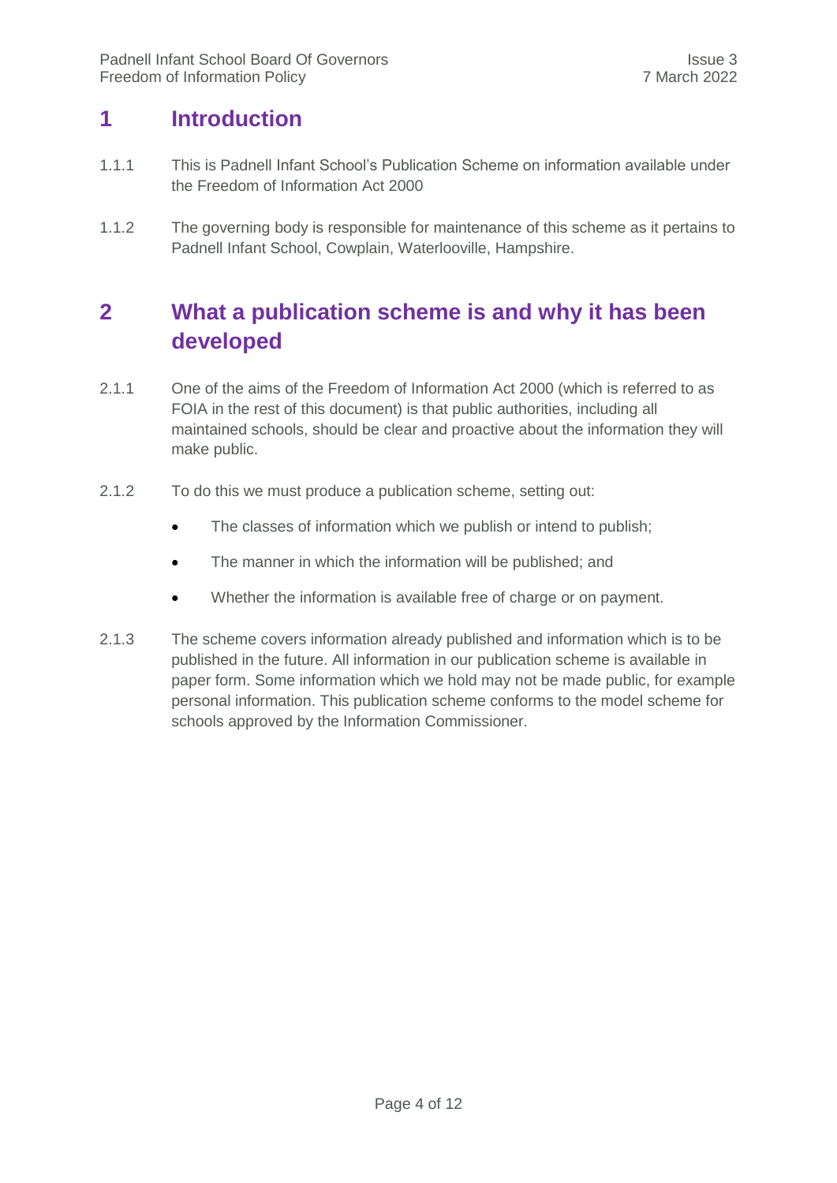# 1 Introduction

1.1.1 This is Padnell Infant School's Publication Scheme on information available under the Freedom of Information Act 2000

1.1.2 The governing body is responsible for maintenance of this scheme as it pertains to Padnell Infant School, Cowplain, Waterlooville, Hampshire.

# 2 What a publication scheme is and why it has been developed

2.1.1 One of the aims of the Freedom of Information Act 2000 (which is referred to as FOIA in the rest of this document) is that public authorities, including all maintained schools, should be clear and proactive about the information they will make public.

2.1.2 To do this we must produce a publication scheme, setting out:

- The classes of information which we publish or intend to publish;
- The manner in which the information will be published; and
- Whether the information is available free of charge or on payment.

2.1.3 The scheme covers information already published and information which is to be published in the future. All information in our publication scheme is available in paper form. Some information which we hold may not be made public, for example personal information. This publication scheme conforms to the model scheme for schools approved by the Information Commissioner.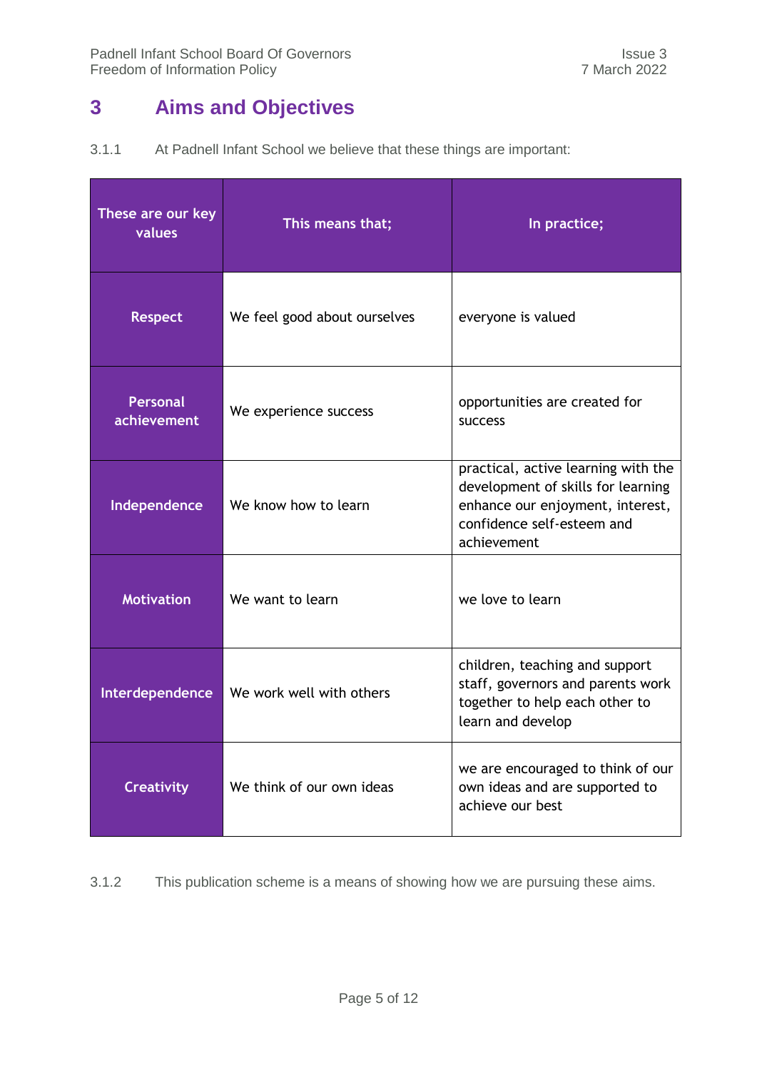# 3 Aims and Objectives

3.1.1 At Padnell Infant School we believe that these things are important:

| These are our key values | This means that; | In practice; |
|---|---|---|
| **Respect** | We feel good about ourselves | everyone is valued |
| **Personal achievement** | We experience success | opportunities are created for success |
| **Independence** | We know how to learn | practical, active learning with the development of skills for learning enhance our enjoyment, interest, confidence self-esteem and achievement |
| **Motivation** | We want to learn | we love to learn |
| **Interdependence** | We work well with others | children, teaching and support staff, governors and parents work together to help each other to learn and develop |
| **Creativity** | We think of our own ideas | we are encouraged to think of our own ideas and are supported to achieve our best |

3.1.2 This publication scheme is a means of showing how we are pursuing these aims.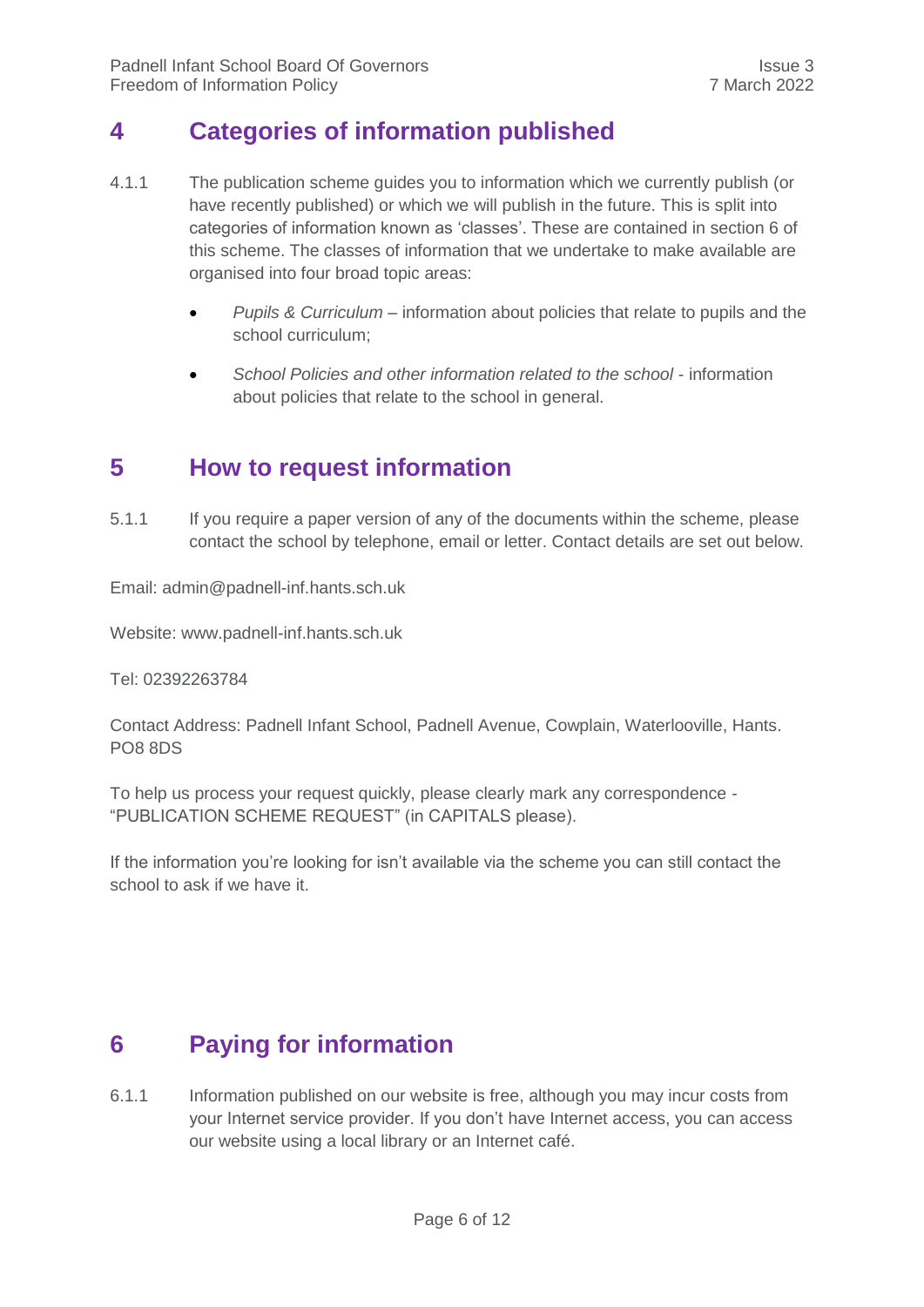## 4 Categories of information published

4.1.1 The publication scheme guides you to information which we currently publish (or have recently published) or which we will publish in the future. This is split into categories of information known as 'classes'. These are contained in section 6 of this scheme. The classes of information that we undertake to make available are organised into four broad topic areas:

- *Pupils & Curriculum* – information about policies that relate to pupils and the school curriculum;
- *School Policies and other information related to the school* - information about policies that relate to the school in general.

## 5 How to request information

5.1.1 If you require a paper version of any of the documents within the scheme, please contact the school by telephone, email or letter. Contact details are set out below.

Email: admin@padnell-inf.hants.sch.uk

Website: www.padnell-inf.hants.sch.uk

Tel: 02392263784

Contact Address: Padnell Infant School, Padnell Avenue, Cowplain, Waterlooville, Hants. PO8 8DS

To help us process your request quickly, please clearly mark any correspondence - "PUBLICATION SCHEME REQUEST" (in CAPITALS please).

If the information you're looking for isn't available via the scheme you can still contact the school to ask if we have it.

## 6 Paying for information

6.1.1 Information published on our website is free, although you may incur costs from your Internet service provider. If you don't have Internet access, you can access our website using a local library or an Internet café.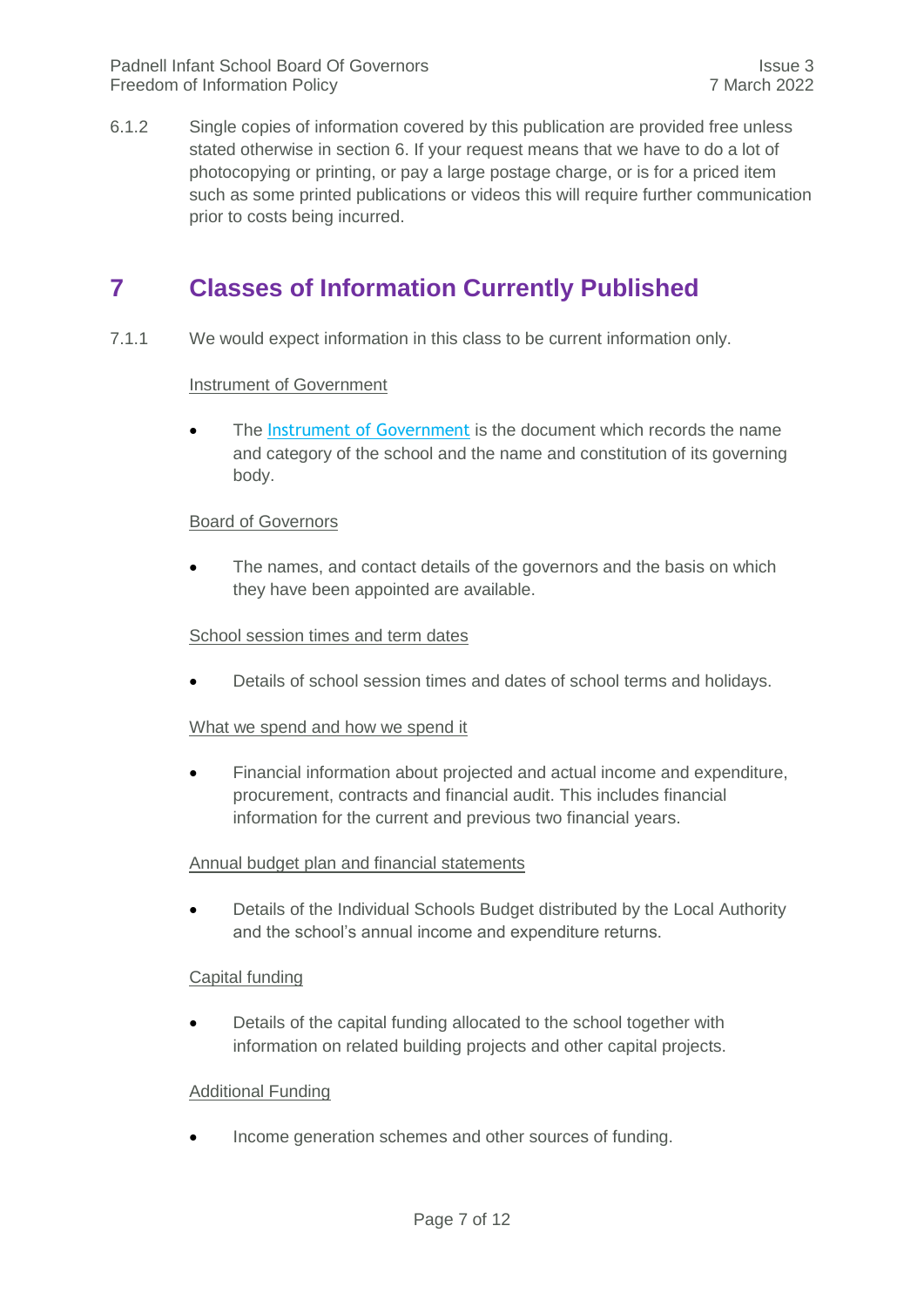6.1.2 Single copies of information covered by this publication are provided free unless stated otherwise in section 6. If your request means that we have to do a lot of photocopying or printing, or pay a large postage charge, or is for a priced item such as some printed publications or videos this will require further communication prior to costs being incurred.

# 7 Classes of Information Currently Published

7.1.1 We would expect information in this class to be current information only.

Instrument of Government

- The Instrument of Government is the document which records the name and category of the school and the name and constitution of its governing body.

Board of Governors

- The names, and contact details of the governors and the basis on which they have been appointed are available.

School session times and term dates

- Details of school session times and dates of school terms and holidays.

What we spend and how we spend it

- Financial information about projected and actual income and expenditure, procurement, contracts and financial audit. This includes financial information for the current and previous two financial years.

Annual budget plan and financial statements

- Details of the Individual Schools Budget distributed by the Local Authority and the school's annual income and expenditure returns.

Capital funding

- Details of the capital funding allocated to the school together with information on related building projects and other capital projects.

Additional Funding

- Income generation schemes and other sources of funding.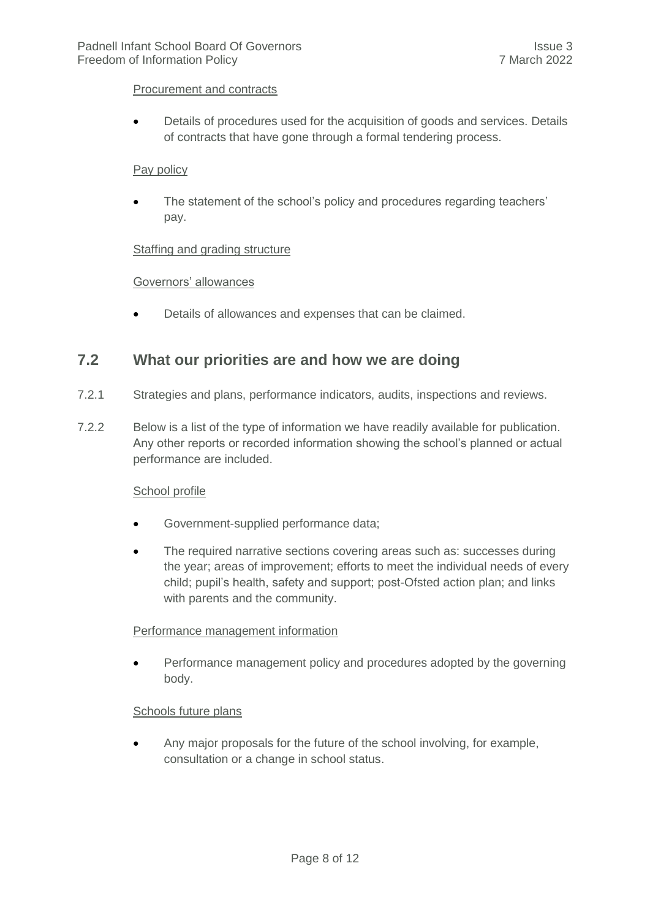Procurement and contracts

- Details of procedures used for the acquisition of goods and services. Details of contracts that have gone through a formal tendering process.

Pay policy

- The statement of the school's policy and procedures regarding teachers' pay.

Staffing and grading structure

Governors' allowances

- Details of allowances and expenses that can be claimed.

## 7.2 What our priorities are and how we are doing

7.2.1 Strategies and plans, performance indicators, audits, inspections and reviews.

7.2.2 Below is a list of the type of information we have readily available for publication. Any other reports or recorded information showing the school's planned or actual performance are included.

School profile

- Government-supplied performance data;
- The required narrative sections covering areas such as: successes during the year; areas of improvement; efforts to meet the individual needs of every child; pupil's health, safety and support; post-Ofsted action plan; and links with parents and the community.

Performance management information

- Performance management policy and procedures adopted by the governing body.

Schools future plans

- Any major proposals for the future of the school involving, for example, consultation or a change in school status.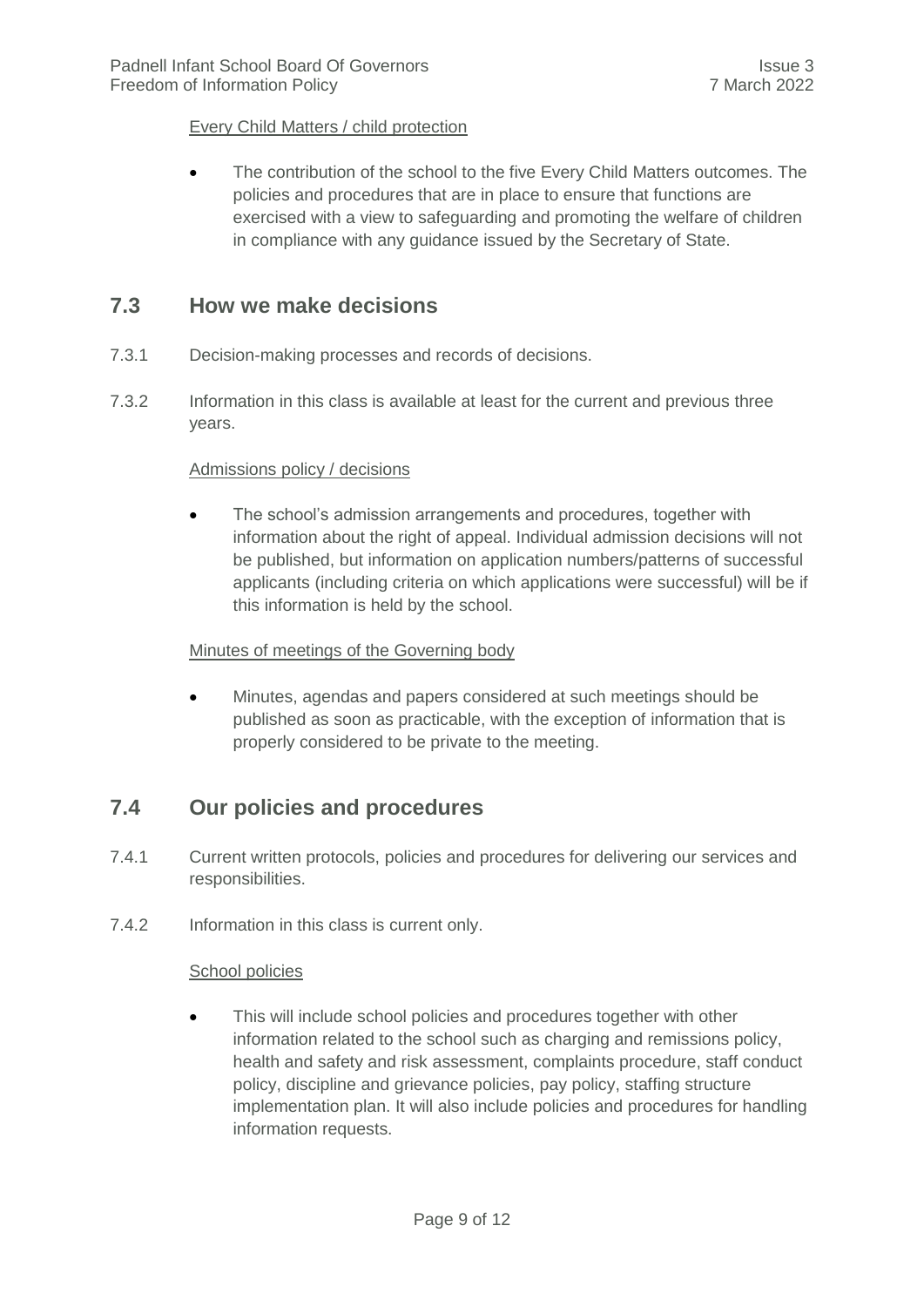Every Child Matters / child protection

- The contribution of the school to the five Every Child Matters outcomes. The policies and procedures that are in place to ensure that functions are exercised with a view to safeguarding and promoting the welfare of children in compliance with any guidance issued by the Secretary of State.

## 7.3 How we make decisions

7.3.1 Decision-making processes and records of decisions.

7.3.2 Information in this class is available at least for the current and previous three years.

Admissions policy / decisions

- The school's admission arrangements and procedures, together with information about the right of appeal. Individual admission decisions will not be published, but information on application numbers/patterns of successful applicants (including criteria on which applications were successful) will be if this information is held by the school.

Minutes of meetings of the Governing body

- Minutes, agendas and papers considered at such meetings should be published as soon as practicable, with the exception of information that is properly considered to be private to the meeting.

## 7.4 Our policies and procedures

7.4.1 Current written protocols, policies and procedures for delivering our services and responsibilities.

7.4.2 Information in this class is current only.

School policies

- This will include school policies and procedures together with other information related to the school such as charging and remissions policy, health and safety and risk assessment, complaints procedure, staff conduct policy, discipline and grievance policies, pay policy, staffing structure implementation plan. It will also include policies and procedures for handling information requests.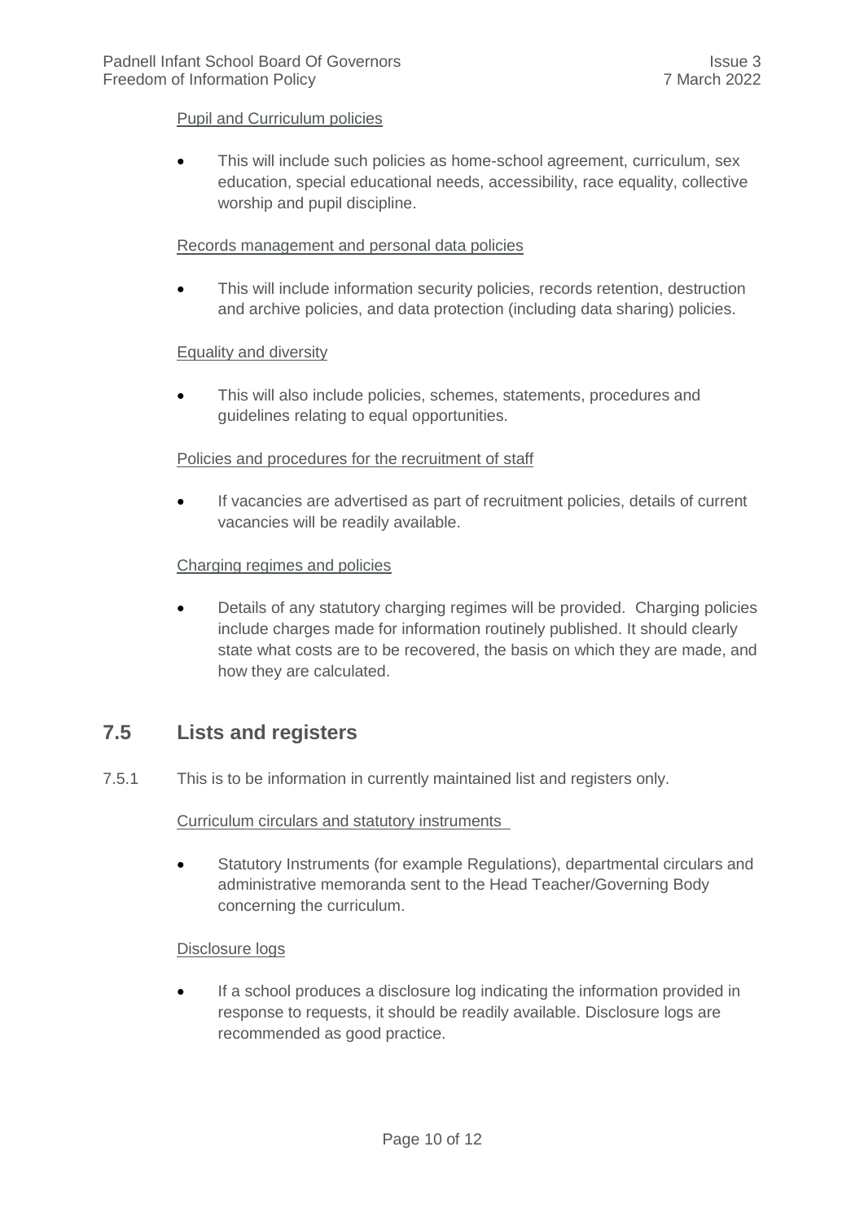Pupil and Curriculum policies

- This will include such policies as home-school agreement, curriculum, sex education, special educational needs, accessibility, race equality, collective worship and pupil discipline.

Records management and personal data policies

- This will include information security policies, records retention, destruction and archive policies, and data protection (including data sharing) policies.

Equality and diversity

- This will also include policies, schemes, statements, procedures and guidelines relating to equal opportunities.

Policies and procedures for the recruitment of staff

- If vacancies are advertised as part of recruitment policies, details of current vacancies will be readily available.

Charging regimes and policies

- Details of any statutory charging regimes will be provided. Charging policies include charges made for information routinely published. It should clearly state what costs are to be recovered, the basis on which they are made, and how they are calculated.

## 7.5 Lists and registers

7.5.1 This is to be information in currently maintained list and registers only.

Curriculum circulars and statutory instruments

- Statutory Instruments (for example Regulations), departmental circulars and administrative memoranda sent to the Head Teacher/Governing Body concerning the curriculum.

Disclosure logs

- If a school produces a disclosure log indicating the information provided in response to requests, it should be readily available. Disclosure logs are recommended as good practice.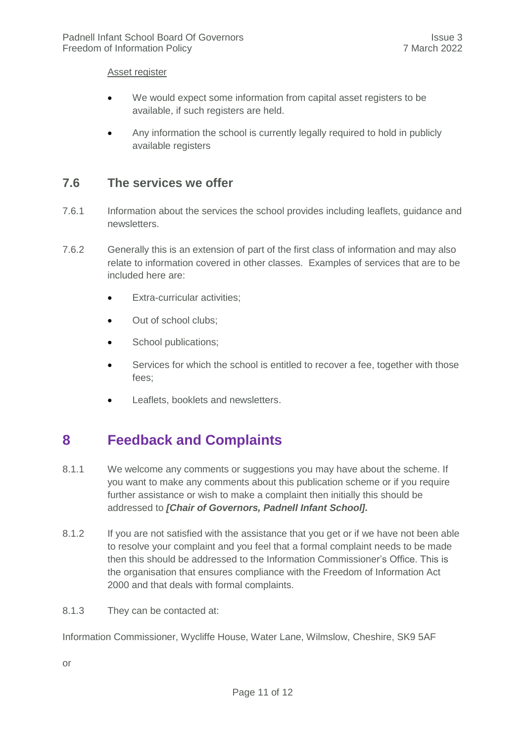<u>Asset register</u>

- We would expect some information from capital asset registers to be available, if such registers are held.
- Any information the school is currently legally required to hold in publicly available registers

### 7.6 The services we offer

7.6.1 Information about the services the school provides including leaflets, guidance and newsletters.

7.6.2 Generally this is an extension of part of the first class of information and may also relate to information covered in other classes. Examples of services that are to be included here are:

- Extra-curricular activities;
- Out of school clubs;
- School publications;
- Services for which the school is entitled to recover a fee, together with those fees;
- Leaflets, booklets and newsletters.

## 8 Feedback and Complaints

8.1.1 We welcome any comments or suggestions you may have about the scheme. If you want to make any comments about this publication scheme or if you require further assistance or wish to make a complaint then initially this should be addressed to ***[Chair of Governors, Padnell Infant School].***

8.1.2 If you are not satisfied with the assistance that you get or if we have not been able to resolve your complaint and you feel that a formal complaint needs to be made then this should be addressed to the Information Commissioner's Office. This is the organisation that ensures compliance with the Freedom of Information Act 2000 and that deals with formal complaints.

8.1.3 They can be contacted at:

Information Commissioner, Wycliffe House, Water Lane, Wilmslow, Cheshire, SK9 5AF

or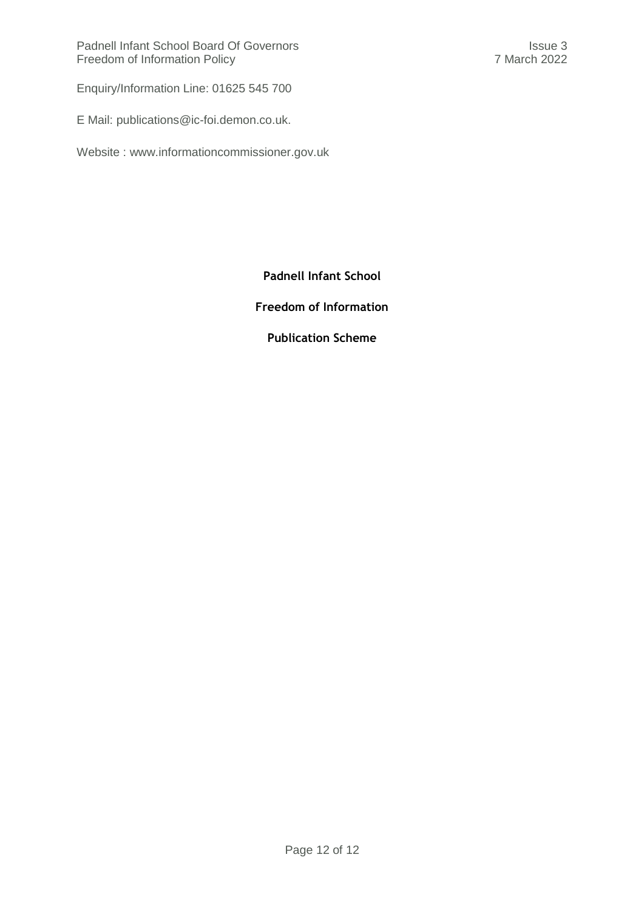Enquiry/Information Line: 01625 545 700

E Mail: publications@ic-foi.demon.co.uk.

Website : www.informationcommissioner.gov.uk

**Padnell Infant School**

**Freedom of Information**

**Publication Scheme**